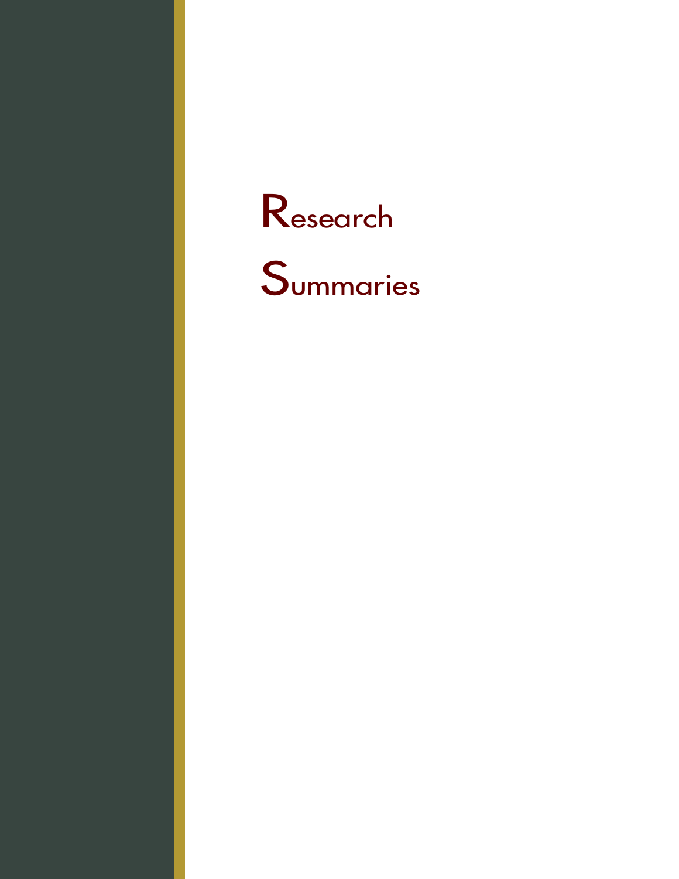# Research Summaries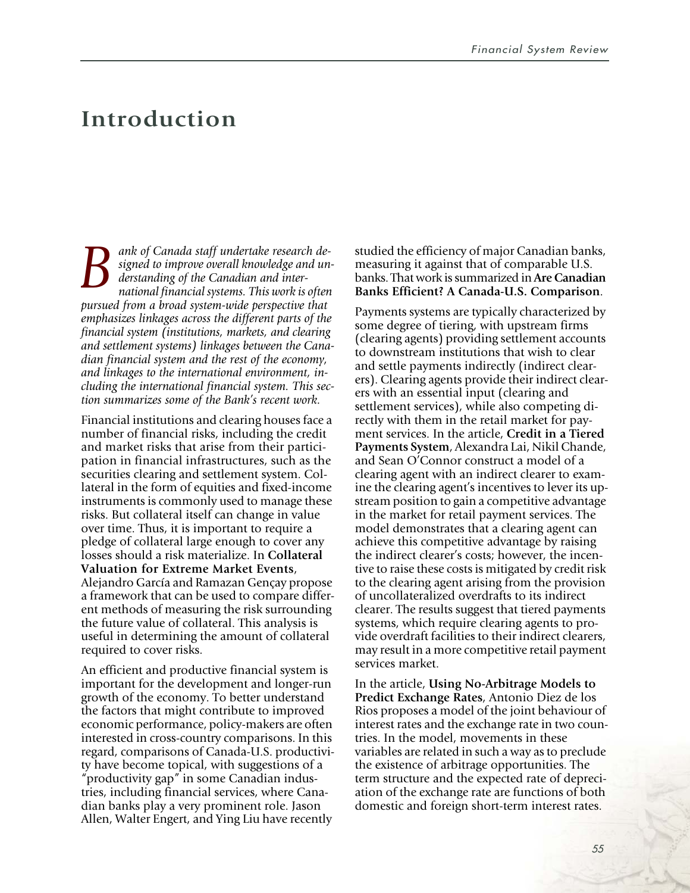# Introduction

*Bank of Canada staff undertake research designed to improve overall knowledge and understanding of the Canadian and international financial systems. This work is often pursued from a broad system-wide perspective that emphasizes linkages across the different parts of the financial system (institutions, markets, and clearing and settlement systems) linkages between the Canadian financial system and the rest of the economy, and linkages to the international environment, including the international financial system. This section summarizes some of the Bank's recent work.*

Financial institutions and clearing houses face a number of financial risks, including the credit and market risks that arise from their participation in financial infrastructures, such as the securities clearing and settlement system. Collateral in the form of equities and fixed-income instruments is commonly used to manage these risks. But collateral itself can change in value over time. Thus, it is important to require a pledge of collateral large enough to cover any losses should a risk materialize. In **Collateral Valuation for Extreme Market Events**, Alejandro García and Ramazan Gençay propose a framework that can be used to compare different methods of measuring the risk surrounding the future value of collateral. This analysis is useful in determining the amount of collateral required to cover risks.

An efficient and productive financial system is important for the development and longer-run growth of the economy. To better understand the factors that might contribute to improved economic performance, policy-makers are often interested in cross-country comparisons. In this regard, comparisons of Canada-U.S. productivity have become topical, with suggestions of a "productivity gap" in some Canadian industries, including financial services, where Canadian banks play a very prominent role. Jason Allen, Walter Engert, and Ying Liu have recently studied the efficiency of major Canadian banks, measuring it against that of comparable U.S. banks. That work is summarized in **Are Canadian Banks Efficient? A Canada-U.S. Comparison**.

Payments systems are typically characterized by some degree of tiering, with upstream firms (clearing agents) providing settlement accounts to downstream institutions that wish to clear and settle payments indirectly (indirect clearers). Clearing agents provide their indirect clearers with an essential input (clearing and settlement services), while also competing directly with them in the retail market for payment services. In the article, **Credit in a Tiered Payments System**, Alexandra Lai, Nikil Chande, and Sean O'Connor construct a model of a clearing agent with an indirect clearer to examine the clearing agent's incentives to lever its upstream position to gain a competitive advantage in the market for retail payment services. The model demonstrates that a clearing agent can achieve this competitive advantage by raising the indirect clearer's costs; however, the incentive to raise these costs is mitigated by credit risk to the clearing agent arising from the provision of uncollateralized overdrafts to its indirect clearer. The results suggest that tiered payments systems, which require clearing agents to provide overdraft facilities to their indirect clearers, may result in a more competitive retail payment services market.

In the article, **Using No-Arbitrage Models to Predict Exchange Rates**, Antonio Diez de los Rios proposes a model of the joint behaviour of interest rates and the exchange rate in two countries. In the model, movements in these variables are related in such a way as to preclude the existence of arbitrage opportunities. The term structure and the expected rate of depreciation of the exchange rate are functions of both domestic and foreign short-term interest rates.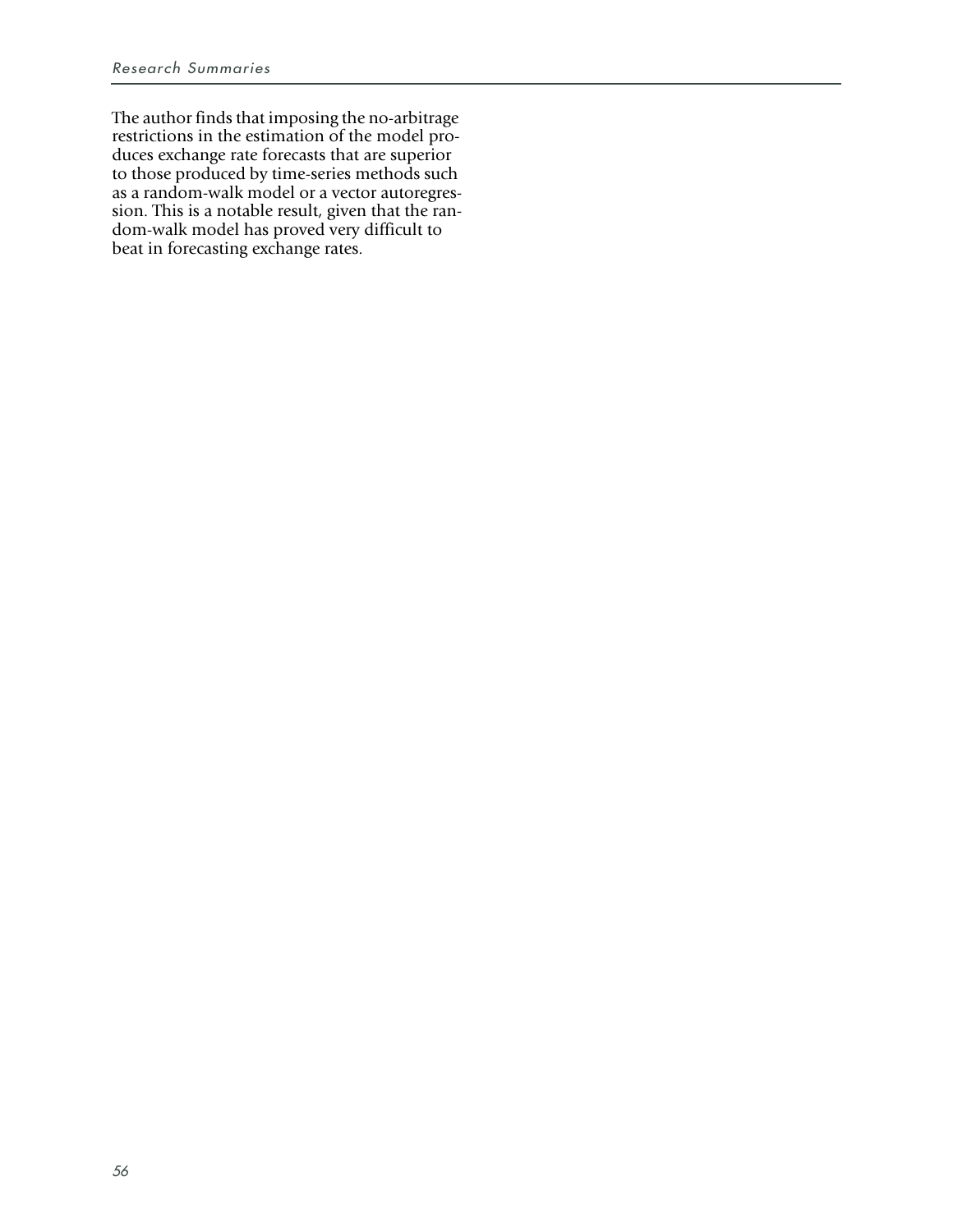The author finds that imposing the no-arbitrage restrictions in the estimation of the model produces exchange rate forecasts that are superior to those produced by time-series methods such as a random-walk model or a vector autoregression. This is a notable result, given that the random-walk model has proved very difficult to beat in forecasting exchange rates.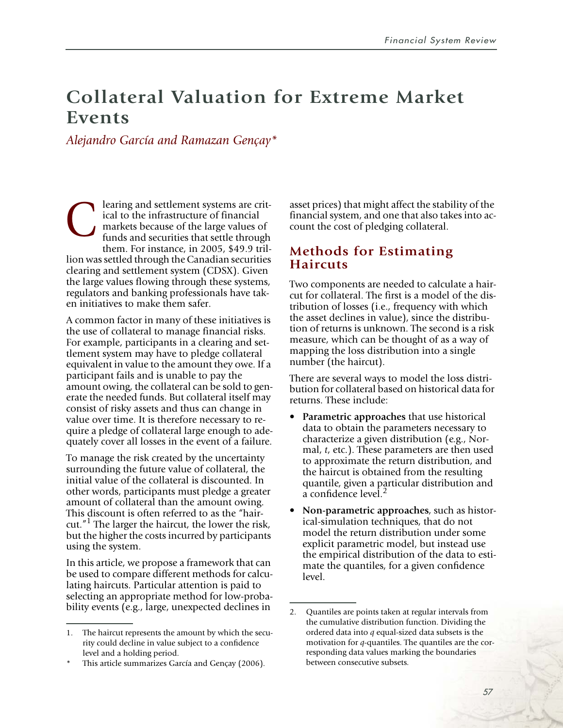# Collateral Valuation for Extreme Market Events

*Alejandro García and Ramazan Gençay\**

Clearing and settlement systems are critical to the infrastructure of financial markets because of the large values of funds and securities that settle through them. For instance, in 2005, $49.9 trillion was settled through the Canadian securities clearing and settlement system (CDSX). Given the large values flowing through these systems, regulators and banking professionals have taken initiatives to make them safer.

A common factor in many of these initiatives is the use of collateral to manage financial risks. For example, participants in a clearing and settlement system may have to pledge collateral equivalent in value to the amount they owe. If a participant fails and is unable to pay the amount owing, the collateral can be sold to generate the needed funds. But collateral itself may consist of risky assets and thus can change in value over time. It is therefore necessary to require a pledge of collateral large enough to adequately cover all losses in the event of a failure.

To manage the risk created by the uncertainty surrounding the future value of collateral, the initial value of the collateral is discounted. In other words, participants must pledge a greater amount of collateral than the amount owing. This discount is often referred to as the "haircut."[1] The larger the haircut, the lower the risk, but the higher the costs incurred by participants using the system.

In this article, we propose a framework that can be used to compare different methods for calculating haircuts. Particular attention is paid to selecting an appropriate method for low-probability events (e.g., large, unexpected declines in asset prices) that might affect the stability of the financial system, and one that also takes into account the cost of pledging collateral.

## Methods for Estimating Haircuts

Two components are needed to calculate a haircut for collateral. The first is a model of the distribution of losses (i.e., frequency with which the asset declines in value), since the distribution of returns is unknown. The second is a risk measure, which can be thought of as a way of mapping the loss distribution into a single number (the haircut).

There are several ways to model the loss distribution for collateral based on historical data for returns. These include:

- **Parametric approaches** that use historical data to obtain the parameters necessary to characterize a given distribution (e.g., Normal, *t*, etc.). These parameters are then used to approximate the return distribution, and the haircut is obtained from the resulting quantile, given a particular distribution and a confidence level.[2]
- **Non-parametric approaches**, such as historical-simulation techniques, that do not model the return distribution under some explicit parametric model, but instead use the empirical distribution of the data to estimate the quantiles, for a given confidence level.

---

1. The haircut represents the amount by which the security could decline in value subject to a confidence level and a holding period.

\* This article summarizes García and Gençay (2006).

2. Quantiles are points taken at regular intervals from the cumulative distribution function. Dividing the ordered data into $q$ equal-sized data subsets is the motivation for $q$-quantiles. The quantiles are the corresponding data values marking the boundaries between consecutive subsets.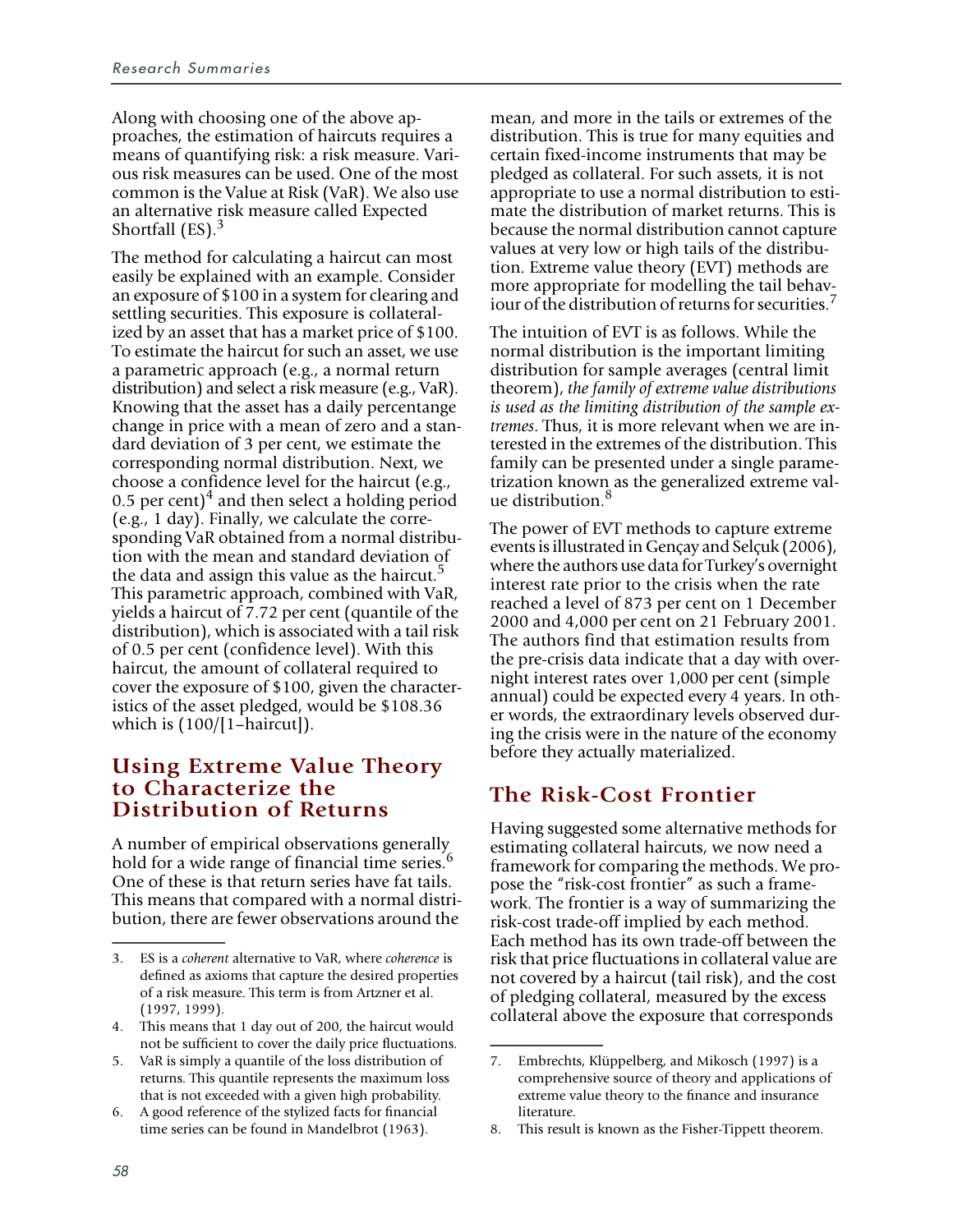Along with choosing one of the above approaches, the estimation of haircuts requires a means of quantifying risk: a risk measure. Various risk measures can be used. One of the most common is the Value at Risk (VaR). We also use an alternative risk measure called Expected Shortfall (ES).[3]

The method for calculating a haircut can most easily be explained with an example. Consider an exposure of $100 in a system for clearing and settling securities. This exposure is collateralized by an asset that has a market price of $100. To estimate the haircut for such an asset, we use a parametric approach (e.g., a normal return distribution) and select a risk measure (e.g., VaR). Knowing that the asset has a daily percentange change in price with a mean of zero and a standard deviation of 3 per cent, we estimate the corresponding normal distribution. Next, we choose a confidence level for the haircut (e.g., 0.5 per cent)[4] and then select a holding period (e.g., 1 day). Finally, we calculate the corresponding VaR obtained from a normal distribution with the mean and standard deviation of the data and assign this value as the haircut.[5] This parametric approach, combined with VaR, yields a haircut of 7.72 per cent (quantile of the distribution), which is associated with a tail risk of 0.5 per cent (confidence level). With this haircut, the amount of collateral required to cover the exposure of $100, given the characteristics of the asset pledged, would be $108.36 which is (100/[1–haircut]).

## Using Extreme Value Theory to Characterize the Distribution of Returns

A number of empirical observations generally hold for a wide range of financial time series.[6] One of these is that return series have fat tails. This means that compared with a normal distribution, there are fewer observations around the mean, and more in the tails or extremes of the distribution. This is true for many equities and certain fixed-income instruments that may be pledged as collateral. For such assets, it is not appropriate to use a normal distribution to estimate the distribution of market returns. This is because the normal distribution cannot capture values at very low or high tails of the distribution. Extreme value theory (EVT) methods are more appropriate for modelling the tail behaviour of the distribution of returns for securities.[7]

The intuition of EVT is as follows. While the normal distribution is the important limiting distribution for sample averages (central limit theorem), *the family of extreme value distributions is used as the limiting distribution of the sample extremes.* Thus, it is more relevant when we are interested in the extremes of the distribution. This family can be presented under a single parametrization known as the generalized extreme value distribution.[8]

The power of EVT methods to capture extreme events is illustrated in Gençay and Selçuk (2006), where the authors use data for Turkey's overnight interest rate prior to the crisis when the rate reached a level of 873 per cent on 1 December 2000 and 4,000 per cent on 21 February 2001. The authors find that estimation results from the pre-crisis data indicate that a day with overnight interest rates over 1,000 per cent (simple annual) could be expected every 4 years. In other words, the extraordinary levels observed during the crisis were in the nature of the economy before they actually materialized.

## The Risk-Cost Frontier

Having suggested some alternative methods for estimating collateral haircuts, we now need a framework for comparing the methods. We propose the "risk-cost frontier" as such a framework. The frontier is a way of summarizing the risk-cost trade-off implied by each method. Each method has its own trade-off between the risk that price fluctuations in collateral value are not covered by a haircut (tail risk), and the cost of pledging collateral, measured by the excess collateral above the exposure that corresponds

---

3. ES is a *coherent* alternative to VaR, where *coherence* is defined as axioms that capture the desired properties of a risk measure. This term is from Artzner et al. (1997, 1999).

4. This means that 1 day out of 200, the haircut would not be sufficient to cover the daily price fluctuations.

5. VaR is simply a quantile of the loss distribution of returns. This quantile represents the maximum loss that is not exceeded with a given high probability.

6. A good reference of the stylized facts for financial time series can be found in Mandelbrot (1963).

7. Embrechts, Klüppelberg, and Mikosch (1997) is a comprehensive source of theory and applications of extreme value theory to the finance and insurance literature.

8. This result is known as the Fisher-Tippett theorem.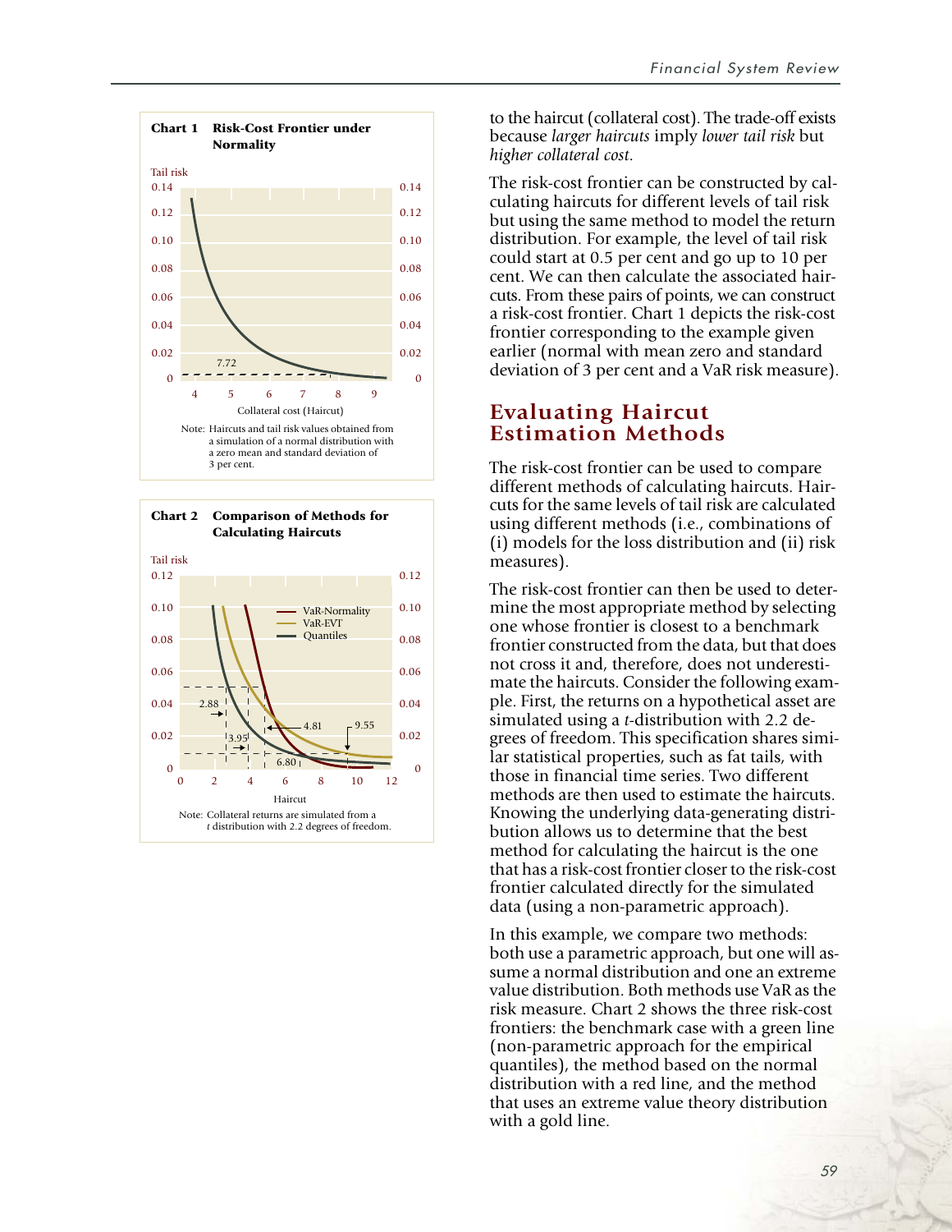**Chart 1 Risk-Cost Frontier under Normality**

Note: Haircuts and tail risk values obtained from a simulation of a normal distribution with a zero mean and standard deviation of 3 per cent.

**Chart 2 Comparison of Methods for Calculating Haircuts**

Note: Collateral returns are simulated from a *t* distribution with 2.2 degrees of freedom.

to the haircut (collateral cost). The trade-off exists because *larger haircuts* imply *lower tail risk* but *higher collateral cost*.

The risk-cost frontier can be constructed by calculating haircuts for different levels of tail risk but using the same method to model the return distribution. For example, the level of tail risk could start at 0.5 per cent and go up to 10 per cent. We can then calculate the associated haircuts. From these pairs of points, we can construct a risk-cost frontier. Chart 1 depicts the risk-cost frontier corresponding to the example given earlier (normal with mean zero and standard deviation of 3 per cent and a VaR risk measure).

## Evaluating Haircut Estimation Methods

The risk-cost frontier can be used to compare different methods of calculating haircuts. Haircuts for the same levels of tail risk are calculated using different methods (i.e., combinations of (i) models for the loss distribution and (ii) risk measures).

The risk-cost frontier can then be used to determine the most appropriate method by selecting one whose frontier is closest to a benchmark frontier constructed from the data, but that does not cross it and, therefore, does not underestimate the haircuts. Consider the following example. First, the returns on a hypothetical asset are simulated using a *t*-distribution with 2.2 degrees of freedom. This specification shares similar statistical properties, such as fat tails, with those in financial time series. Two different methods are then used to estimate the haircuts. Knowing the underlying data-generating distribution allows us to determine that the best method for calculating the haircut is the one that has a risk-cost frontier closer to the risk-cost frontier calculated directly for the simulated data (using a non-parametric approach).

In this example, we compare two methods: both use a parametric approach, but one will assume a normal distribution and one an extreme value distribution. Both methods use VaR as the risk measure. Chart 2 shows the three risk-cost frontiers: the benchmark case with a green line (non-parametric approach for the empirical quantiles), the method based on the normal distribution with a red line, and the method that uses an extreme value theory distribution with a gold line.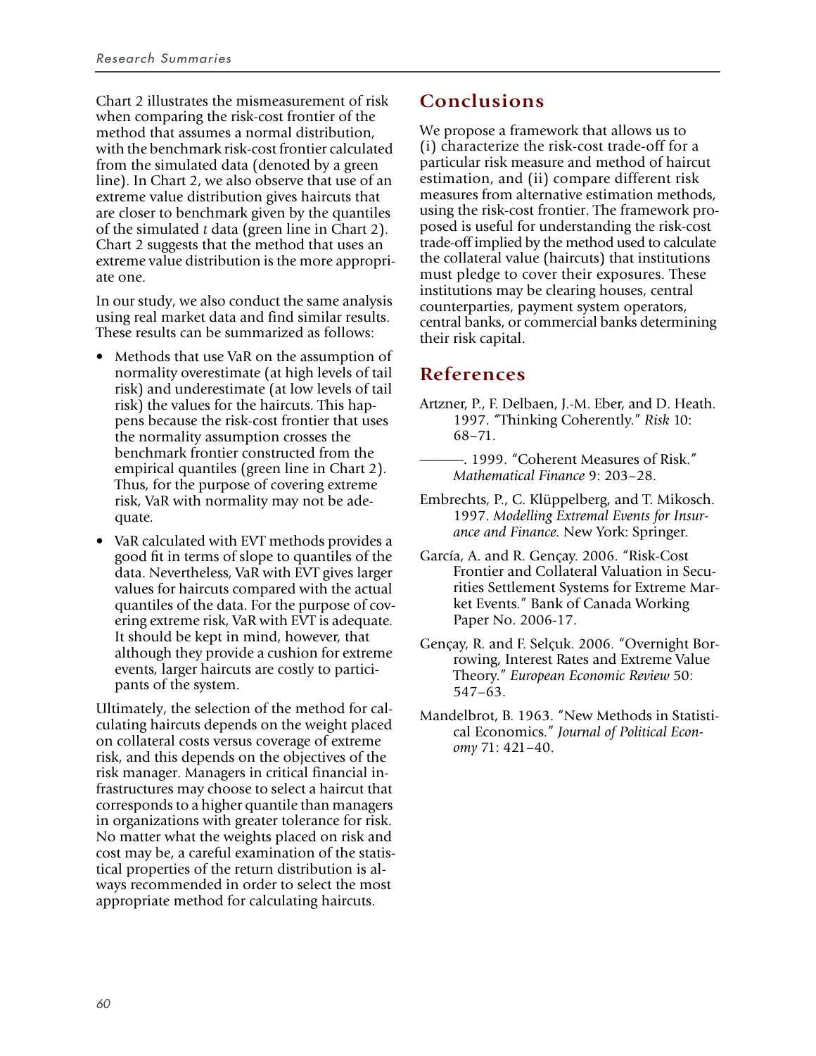Chart 2 illustrates the mismeasurement of risk when comparing the risk-cost frontier of the method that assumes a normal distribution, with the benchmark risk-cost frontier calculated from the simulated data (denoted by a green line). In Chart 2, we also observe that use of an extreme value distribution gives haircuts that are closer to benchmark given by the quantiles of the simulated *t* data (green line in Chart 2). Chart 2 suggests that the method that uses an extreme value distribution is the more appropriate one.

In our study, we also conduct the same analysis using real market data and find similar results. These results can be summarized as follows:

- Methods that use VaR on the assumption of normality overestimate (at high levels of tail risk) and underestimate (at low levels of tail risk) the values for the haircuts. This happens because the risk-cost frontier that uses the normality assumption crosses the benchmark frontier constructed from the empirical quantiles (green line in Chart 2). Thus, for the purpose of covering extreme risk, VaR with normality may not be adequate.
- VaR calculated with EVT methods provides a good fit in terms of slope to quantiles of the data. Nevertheless, VaR with EVT gives larger values for haircuts compared with the actual quantiles of the data. For the purpose of covering extreme risk, VaR with EVT is adequate. It should be kept in mind, however, that although they provide a cushion for extreme events, larger haircuts are costly to participants of the system.

Ultimately, the selection of the method for calculating haircuts depends on the weight placed on collateral costs versus coverage of extreme risk, and this depends on the objectives of the risk manager. Managers in critical financial infrastructures may choose to select a haircut that corresponds to a higher quantile than managers in organizations with greater tolerance for risk. No matter what the weights placed on risk and cost may be, a careful examination of the statistical properties of the return distribution is always recommended in order to select the most appropriate method for calculating haircuts.

## Conclusions

We propose a framework that allows us to (i) characterize the risk-cost trade-off for a particular risk measure and method of haircut estimation, and (ii) compare different risk measures from alternative estimation methods, using the risk-cost frontier. The framework proposed is useful for understanding the risk-cost trade-off implied by the method used to calculate the collateral value (haircuts) that institutions must pledge to cover their exposures. These institutions may be clearing houses, central counterparties, payment system operators, central banks, or commercial banks determining their risk capital.

## References

Artzner, P., F. Delbaen, J.-M. Eber, and D. Heath. 1997. "Thinking Coherently." *Risk* 10: 68–71.

———. 1999. "Coherent Measures of Risk." *Mathematical Finance* 9: 203–28.

Embrechts, P., C. Klüppelberg, and T. Mikosch. 1997. *Modelling Extremal Events for Insurance and Finance*. New York: Springer.

García, A. and R. Gençay. 2006. "Risk-Cost Frontier and Collateral Valuation in Securities Settlement Systems for Extreme Market Events." Bank of Canada Working Paper No. 2006-17.

Gençay, R. and F. Selçuk. 2006. "Overnight Borrowing, Interest Rates and Extreme Value Theory." *European Economic Review* 50: 547–63.

Mandelbrot, B. 1963. "New Methods in Statistical Economics." *Journal of Political Economy* 71: 421–40.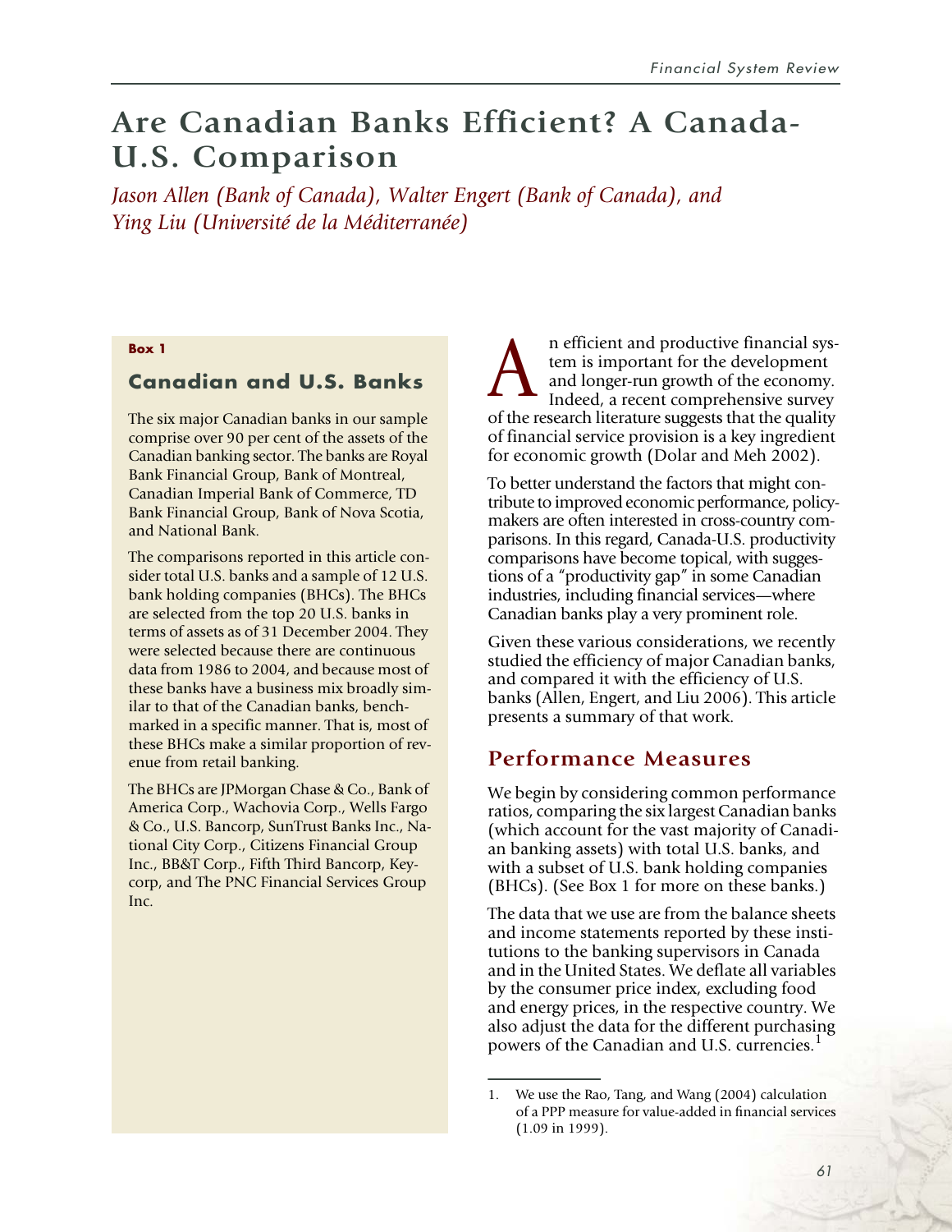# Are Canadian Banks Efficient? A Canada-U.S. Comparison

*Jason Allen (Bank of Canada), Walter Engert (Bank of Canada), and Ying Liu (Université de la Méditerranée)*

An efficient and productive financial system is important for the development and longer-run growth of the economy. Indeed, a recent comprehensive survey of the research literature suggests that the quality of financial service provision is a key ingredient for economic growth (Dolar and Meh 2002).

To better understand the factors that might contribute to improved economic performance, policymakers are often interested in cross-country comparisons. In this regard, Canada-U.S. productivity comparisons have become topical, with suggestions of a "productivity gap" in some Canadian industries, including financial services—where Canadian banks play a very prominent role.

Given these various considerations, we recently studied the efficiency of major Canadian banks, and compared it with the efficiency of U.S. banks (Allen, Engert, and Liu 2006). This article presents a summary of that work.

## Performance Measures

We begin by considering common performance ratios, comparing the six largest Canadian banks (which account for the vast majority of Canadian banking assets) with total U.S. banks, and with a subset of U.S. bank holding companies (BHCs). (See Box 1 for more on these banks.)

The data that we use are from the balance sheets and income statements reported by these institutions to the banking supervisors in Canada and in the United States. We deflate all variables by the consumer price index, excluding food and energy prices, in the respective country. We also adjust the data for the different purchasing powers of the Canadian and U.S. currencies.[1]

> **Box 1**
>
> ### Canadian and U.S. Banks
>
> The six major Canadian banks in our sample comprise over 90 per cent of the assets of the Canadian banking sector. The banks are Royal Bank Financial Group, Bank of Montreal, Canadian Imperial Bank of Commerce, TD Bank Financial Group, Bank of Nova Scotia, and National Bank.
>
> The comparisons reported in this article consider total U.S. banks and a sample of 12 U.S. bank holding companies (BHCs). The BHCs are selected from the top 20 U.S. banks in terms of assets as of 31 December 2004. They were selected because there are continuous data from 1986 to 2004, and because most of these banks have a business mix broadly similar to that of the Canadian banks, benchmarked in a specific manner. That is, most of these BHCs make a similar proportion of revenue from retail banking.
>
> The BHCs are JPMorgan Chase & Co., Bank of America Corp., Wachovia Corp., Wells Fargo & Co., U.S. Bancorp, SunTrust Banks Inc., National City Corp., Citizens Financial Group Inc., BB&T Corp., Fifth Third Bancorp, Keycorp, and The PNC Financial Services Group Inc.

1. We use the Rao, Tang, and Wang (2004) calculation of a PPP measure for value-added in financial services (1.09 in 1999).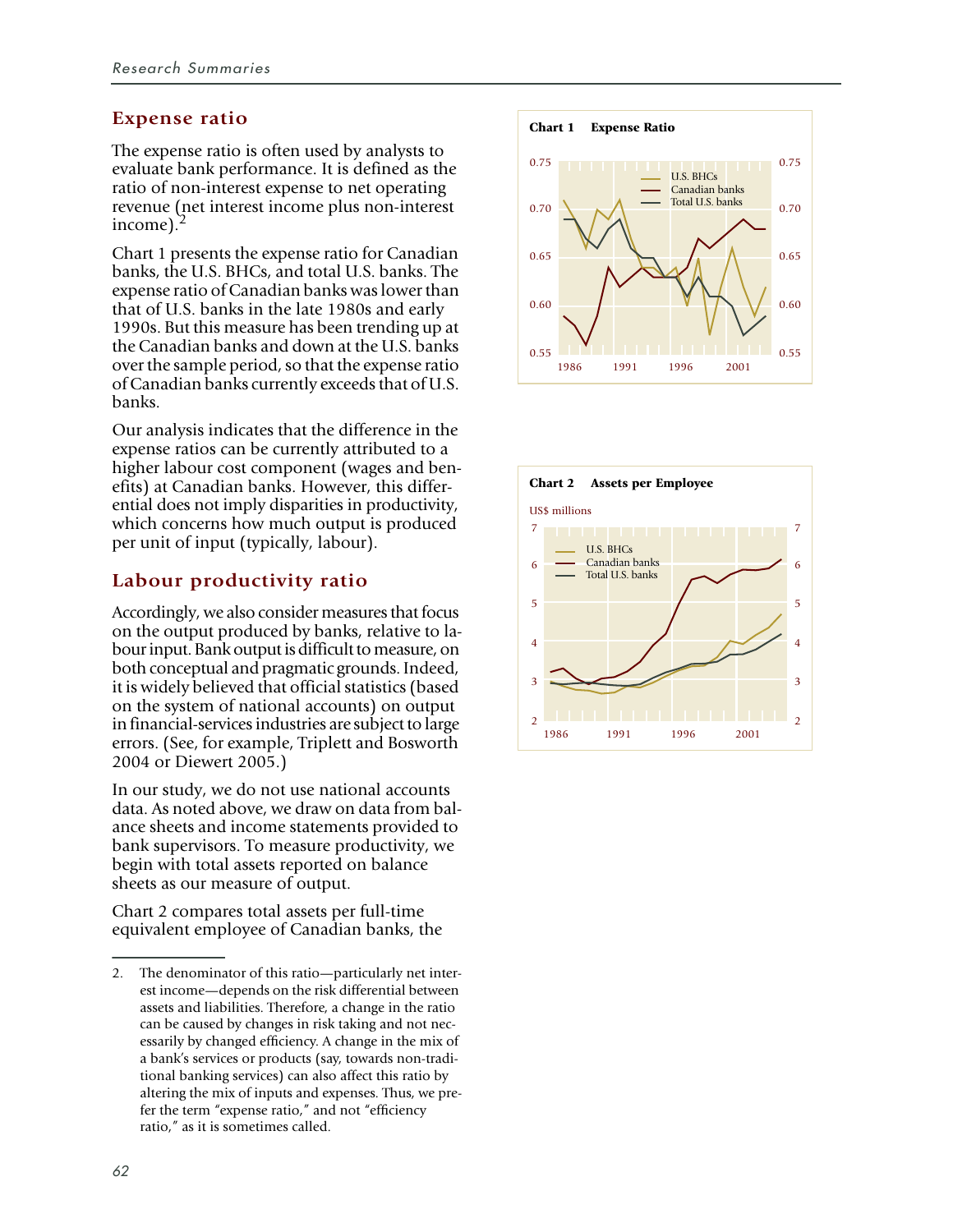## Expense ratio

The expense ratio is often used by analysts to evaluate bank performance. It is defined as the ratio of non-interest expense to net operating revenue (net interest income plus non-interest income).[2]

Chart 1 presents the expense ratio for Canadian banks, the U.S. BHCs, and total U.S. banks. The expense ratio of Canadian banks was lower than that of U.S. banks in the late 1980s and early 1990s. But this measure has been trending up at the Canadian banks and down at the U.S. banks over the sample period, so that the expense ratio of Canadian banks currently exceeds that of U.S. banks.

Our analysis indicates that the difference in the expense ratios can be currently attributed to a higher labour cost component (wages and benefits) at Canadian banks. However, this differential does not imply disparities in productivity, which concerns how much output is produced per unit of input (typically, labour).

## Labour productivity ratio

Accordingly, we also consider measures that focus on the output produced by banks, relative to labour input. Bank output is difficult to measure, on both conceptual and pragmatic grounds. Indeed, it is widely believed that official statistics (based on the system of national accounts) on output in financial-services industries are subject to large errors. (See, for example, Triplett and Bosworth 2004 or Diewert 2005.)

In our study, we do not use national accounts data. As noted above, we draw on data from balance sheets and income statements provided to bank supervisors. To measure productivity, we begin with total assets reported on balance sheets as our measure of output.

Chart 2 compares total assets per full-time equivalent employee of Canadian banks, the

**Chart 1 Expense Ratio**

**Chart 2 Assets per Employee**

---

2. The denominator of this ratio—particularly net interest income—depends on the risk differential between assets and liabilities. Therefore, a change in the ratio can be caused by changes in risk taking and not necessarily by changed efficiency. A change in the mix of a bank's services or products (say, towards non-traditional banking services) can also affect this ratio by altering the mix of inputs and expenses. Thus, we prefer the term "expense ratio," and not "efficiency ratio," as it is sometimes called.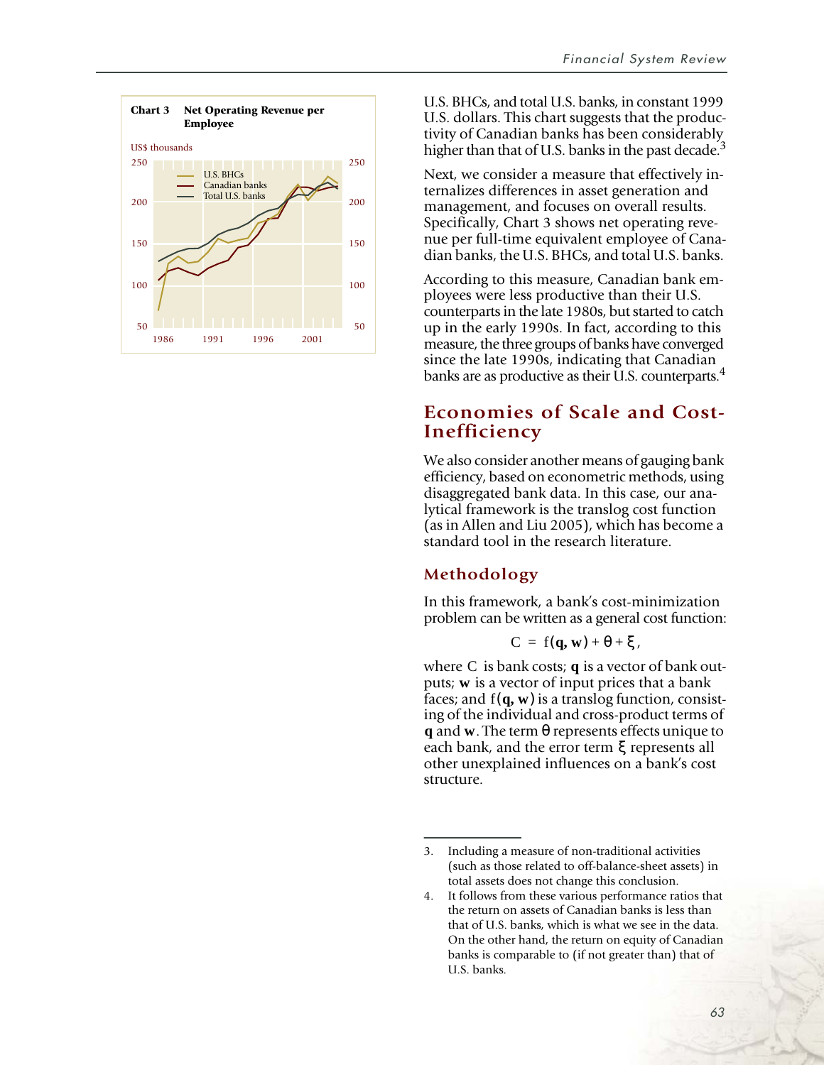**Chart 3 Net Operating Revenue per Employee**

US$ thousands

U.S. BHCs, and total U.S. banks, in constant 1999 U.S. dollars. This chart suggests that the productivity of Canadian banks has been considerably higher than that of U.S. banks in the past decade.[3]

Next, we consider a measure that effectively internalizes differences in asset generation and management, and focuses on overall results. Specifically, Chart 3 shows net operating revenue per full-time equivalent employee of Canadian banks, the U.S. BHCs, and total U.S. banks.

According to this measure, Canadian bank employees were less productive than their U.S. counterparts in the late 1980s, but started to catch up in the early 1990s. In fact, according to this measure, the three groups of banks have converged since the late 1990s, indicating that Canadian banks are as productive as their U.S. counterparts.[4]

## Economies of Scale and Cost-Inefficiency

We also consider another means of gauging bank efficiency, based on econometric methods, using disaggregated bank data. In this case, our analytical framework is the translog cost function (as in Allen and Liu 2005), which has become a standard tool in the research literature.

### Methodology

In this framework, a bank's cost-minimization problem can be written as a general cost function:

$$C = f(\mathbf{q}, \mathbf{w}) + \theta + \xi,$$

where $C$ is bank costs; $\mathbf{q}$ is a vector of bank outputs; $\mathbf{w}$ is a vector of input prices that a bank faces; and $f(\mathbf{q}, \mathbf{w})$ is a translog function, consisting of the individual and cross-product terms of $\mathbf{q}$ and $\mathbf{w}$. The term $\theta$ represents effects unique to each bank, and the error term $\xi$ represents all other unexplained influences on a bank's cost structure.

---

3. Including a measure of non-traditional activities (such as those related to off-balance-sheet assets) in total assets does not change this conclusion.

4. It follows from these various performance ratios that the return on assets of Canadian banks is less than that of U.S. banks, which is what we see in the data. On the other hand, the return on equity of Canadian banks is comparable to (if not greater than) that of U.S. banks.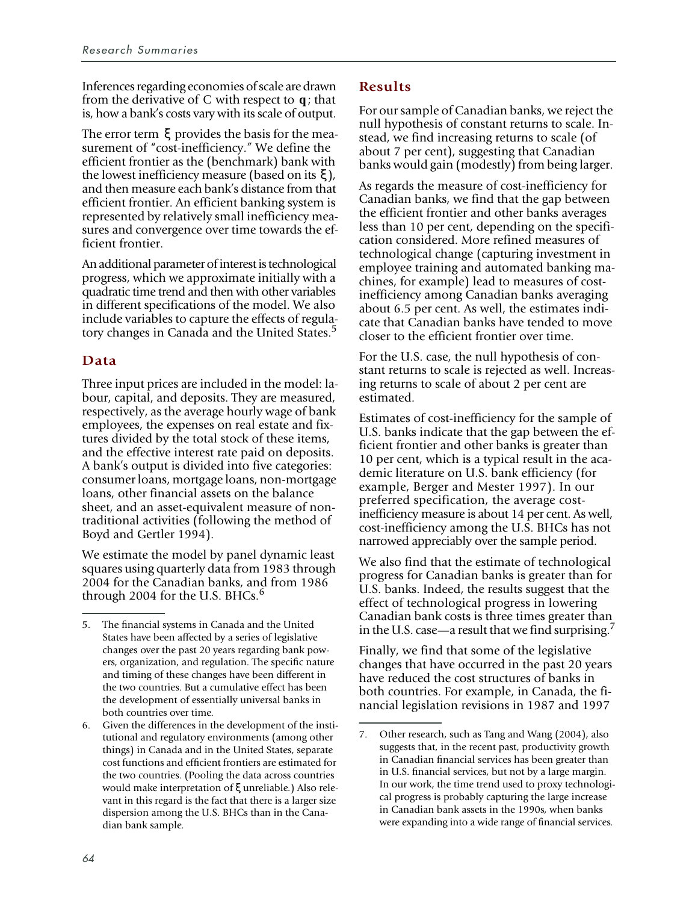Inferences regarding economies of scale are drawn from the derivative of C with respect to $\mathbf{q}$; that is, how a bank's costs vary with its scale of output.

The error term $\xi$ provides the basis for the measurement of "cost-inefficiency." We define the efficient frontier as the (benchmark) bank with the lowest inefficiency measure (based on its $\xi$), and then measure each bank's distance from that efficient frontier. An efficient banking system is represented by relatively small inefficiency measures and convergence over time towards the efficient frontier.

An additional parameter of interest is technological progress, which we approximate initially with a quadratic time trend and then with other variables in different specifications of the model. We also include variables to capture the effects of regulatory changes in Canada and the United States.[5]

## Data

Three input prices are included in the model: labour, capital, and deposits. They are measured, respectively, as the average hourly wage of bank employees, the expenses on real estate and fixtures divided by the total stock of these items, and the effective interest rate paid on deposits. A bank's output is divided into five categories: consumer loans, mortgage loans, non-mortgage loans, other financial assets on the balance sheet, and an asset-equivalent measure of non-traditional activities (following the method of Boyd and Gertler 1994).

We estimate the model by panel dynamic least squares using quarterly data from 1983 through 2004 for the Canadian banks, and from 1986 through 2004 for the U.S. BHCs.[6]

## Results

For our sample of Canadian banks, we reject the null hypothesis of constant returns to scale. Instead, we find increasing returns to scale (of about 7 per cent), suggesting that Canadian banks would gain (modestly) from being larger.

As regards the measure of cost-inefficiency for Canadian banks, we find that the gap between the efficient frontier and other banks averages less than 10 per cent, depending on the specification considered. More refined measures of technological change (capturing investment in employee training and automated banking machines, for example) lead to measures of cost-inefficiency among Canadian banks averaging about 6.5 per cent. As well, the estimates indicate that Canadian banks have tended to move closer to the efficient frontier over time.

For the U.S. case, the null hypothesis of constant returns to scale is rejected as well. Increasing returns to scale of about 2 per cent are estimated.

Estimates of cost-inefficiency for the sample of U.S. banks indicate that the gap between the efficient frontier and other banks is greater than 10 per cent, which is a typical result in the academic literature on U.S. bank efficiency (for example, Berger and Mester 1997). In our preferred specification, the average cost-inefficiency measure is about 14 per cent. As well, cost-inefficiency among the U.S. BHCs has not narrowed appreciably over the sample period.

We also find that the estimate of technological progress for Canadian banks is greater than for U.S. banks. Indeed, the results suggest that the effect of technological progress in lowering Canadian bank costs is three times greater than in the U.S. case—a result that we find surprising.[7]

Finally, we find that some of the legislative changes that have occurred in the past 20 years have reduced the cost structures of banks in both countries. For example, in Canada, the financial legislation revisions in 1987 and 1997

---

5. The financial systems in Canada and the United States have been affected by a series of legislative changes over the past 20 years regarding bank powers, organization, and regulation. The specific nature and timing of these changes have been different in the two countries. But a cumulative effect has been the development of essentially universal banks in both countries over time.

6. Given the differences in the development of the institutional and regulatory environments (among other things) in Canada and in the United States, separate cost functions and efficient frontiers are estimated for the two countries. (Pooling the data across countries would make interpretation of $\xi$ unreliable.) Also relevant in this regard is the fact that there is a larger size dispersion among the U.S. BHCs than in the Canadian bank sample.

7. Other research, such as Tang and Wang (2004), also suggests that, in the recent past, productivity growth in Canadian financial services has been greater than in U.S. financial services, but not by a large margin. In our work, the time trend used to proxy technological progress is probably capturing the large increase in Canadian bank assets in the 1990s, when banks were expanding into a wide range of financial services.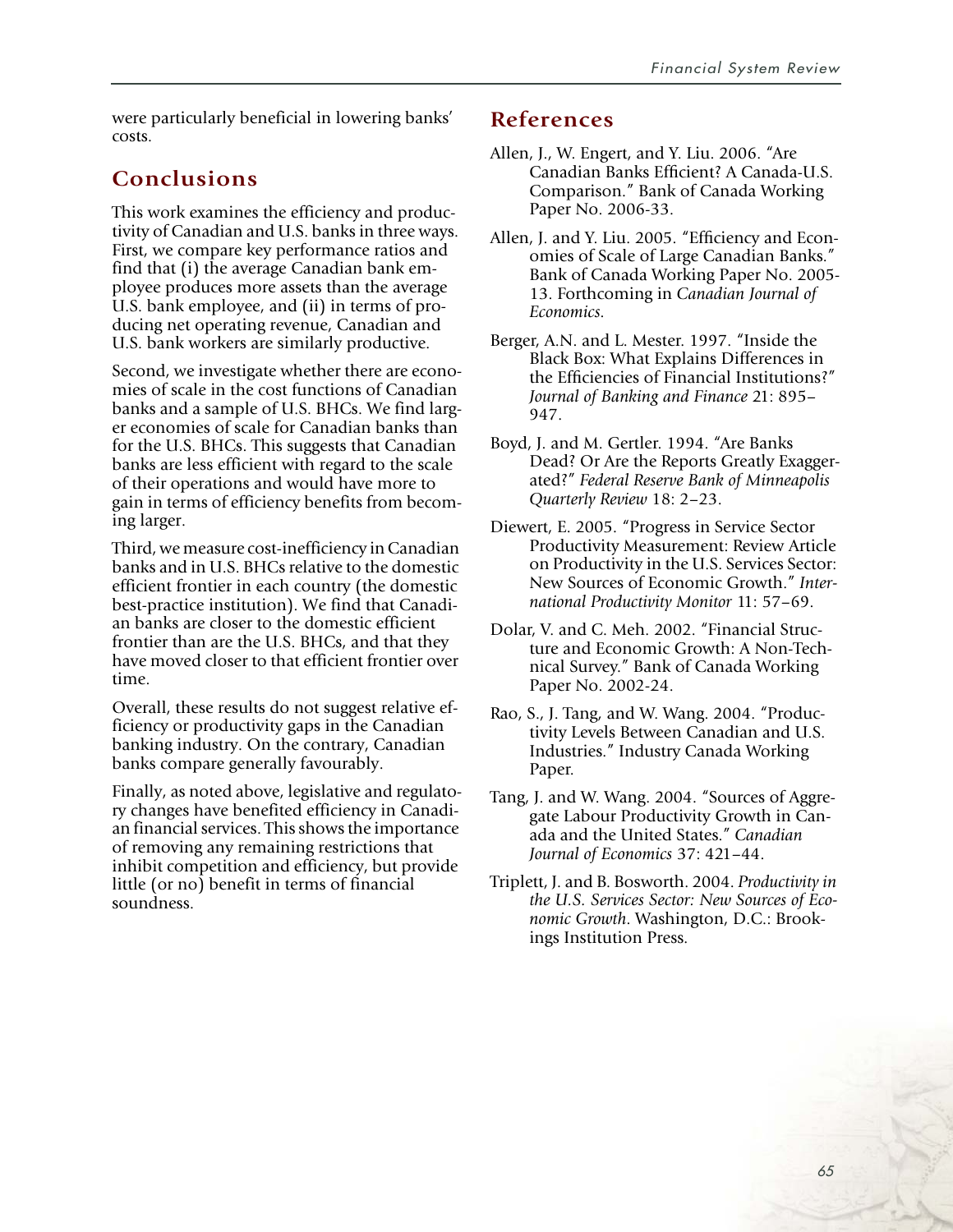were particularly beneficial in lowering banks' costs.

## Conclusions

This work examines the efficiency and productivity of Canadian and U.S. banks in three ways. First, we compare key performance ratios and find that (i) the average Canadian bank employee produces more assets than the average U.S. bank employee, and (ii) in terms of producing net operating revenue, Canadian and U.S. bank workers are similarly productive.

Second, we investigate whether there are economies of scale in the cost functions of Canadian banks and a sample of U.S. BHCs. We find larger economies of scale for Canadian banks than for the U.S. BHCs. This suggests that Canadian banks are less efficient with regard to the scale of their operations and would have more to gain in terms of efficiency benefits from becoming larger.

Third, we measure cost-inefficiency in Canadian banks and in U.S. BHCs relative to the domestic efficient frontier in each country (the domestic best-practice institution). We find that Canadian banks are closer to the domestic efficient frontier than are the U.S. BHCs, and that they have moved closer to that efficient frontier over time.

Overall, these results do not suggest relative efficiency or productivity gaps in the Canadian banking industry. On the contrary, Canadian banks compare generally favourably.

Finally, as noted above, legislative and regulatory changes have benefited efficiency in Canadian financial services. This shows the importance of removing any remaining restrictions that inhibit competition and efficiency, but provide little (or no) benefit in terms of financial soundness.

## References

Allen, J., W. Engert, and Y. Liu. 2006. "Are Canadian Banks Efficient? A Canada-U.S. Comparison." Bank of Canada Working Paper No. 2006-33.

Allen, J. and Y. Liu. 2005. "Efficiency and Economies of Scale of Large Canadian Banks." Bank of Canada Working Paper No. 2005-13. Forthcoming in *Canadian Journal of Economics*.

Berger, A.N. and L. Mester. 1997. "Inside the Black Box: What Explains Differences in the Efficiencies of Financial Institutions?" *Journal of Banking and Finance* 21: 895–947.

Boyd, J. and M. Gertler. 1994. "Are Banks Dead? Or Are the Reports Greatly Exaggerated?" *Federal Reserve Bank of Minneapolis Quarterly Review* 18: 2–23.

Diewert, E. 2005. "Progress in Service Sector Productivity Measurement: Review Article on Productivity in the U.S. Services Sector: New Sources of Economic Growth." *International Productivity Monitor* 11: 57–69.

Dolar, V. and C. Meh. 2002. "Financial Structure and Economic Growth: A Non-Technical Survey." Bank of Canada Working Paper No. 2002-24.

Rao, S., J. Tang, and W. Wang. 2004. "Productivity Levels Between Canadian and U.S. Industries." Industry Canada Working Paper.

Tang, J. and W. Wang. 2004. "Sources of Aggregate Labour Productivity Growth in Canada and the United States." *Canadian Journal of Economics* 37: 421–44.

Triplett, J. and B. Bosworth. 2004. *Productivity in the U.S. Services Sector: New Sources of Economic Growth*. Washington, D.C.: Brookings Institution Press.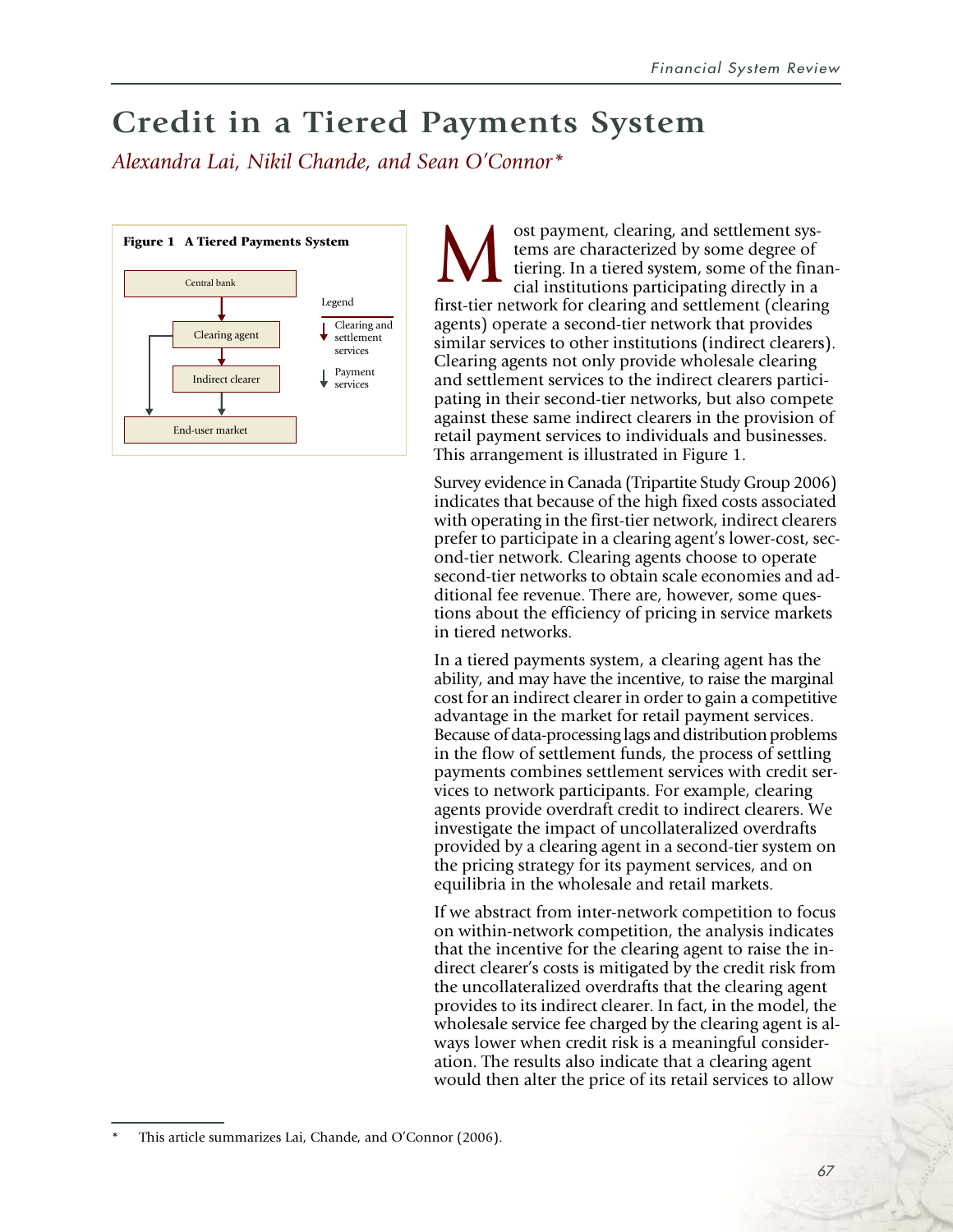# Credit in a Tiered Payments System

*Alexandra Lai, Nikil Chande, and Sean O'Connor**

**Figure 1 A Tiered Payments System**

Central bank

Clearing agent

Indirect clearer

End-user market

Legend

Clearing and settlement services

Payment services

Most payment, clearing, and settlement systems are characterized by some degree of tiering. In a tiered system, some of the financial institutions participating directly in a first-tier network for clearing and settlement (clearing agents) operate a second-tier network that provides similar services to other institutions (indirect clearers). Clearing agents not only provide wholesale clearing and settlement services to the indirect clearers participating in their second-tier networks, but also compete against these same indirect clearers in the provision of retail payment services to individuals and businesses. This arrangement is illustrated in Figure 1.

Survey evidence in Canada (Tripartite Study Group 2006) indicates that because of the high fixed costs associated with operating in the first-tier network, indirect clearers prefer to participate in a clearing agent's lower-cost, second-tier network. Clearing agents choose to operate second-tier networks to obtain scale economies and additional fee revenue. There are, however, some questions about the efficiency of pricing in service markets in tiered networks.

In a tiered payments system, a clearing agent has the ability, and may have the incentive, to raise the marginal cost for an indirect clearer in order to gain a competitive advantage in the market for retail payment services. Because of data-processing lags and distribution problems in the flow of settlement funds, the process of settling payments combines settlement services with credit services to network participants. For example, clearing agents provide overdraft credit to indirect clearers. We investigate the impact of uncollateralized overdrafts provided by a clearing agent in a second-tier system on the pricing strategy for its payment services, and on equilibria in the wholesale and retail markets.

If we abstract from inter-network competition to focus on within-network competition, the analysis indicates that the incentive for the clearing agent to raise the indirect clearer's costs is mitigated by the credit risk from the uncollateralized overdrafts that the clearing agent provides to its indirect clearer. In fact, in the model, the wholesale service fee charged by the clearing agent is always lower when credit risk is a meaningful consideration. The results also indicate that a clearing agent would then alter the price of its retail services to allow

\* This article summarizes Lai, Chande, and O'Connor (2006).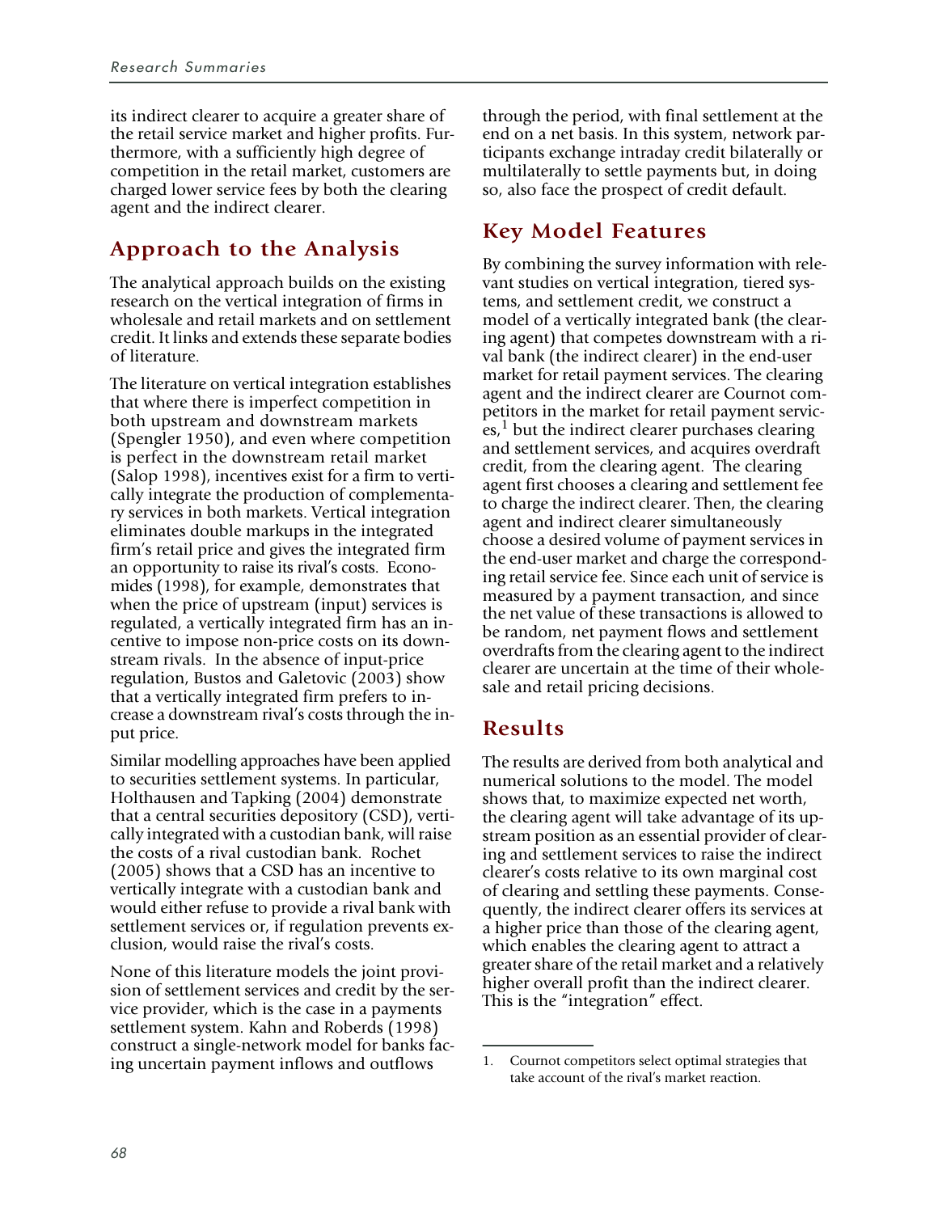its indirect clearer to acquire a greater share of the retail service market and higher profits. Furthermore, with a sufficiently high degree of competition in the retail market, customers are charged lower service fees by both the clearing agent and the indirect clearer.

## Approach to the Analysis

The analytical approach builds on the existing research on the vertical integration of firms in wholesale and retail markets and on settlement credit. It links and extends these separate bodies of literature.

The literature on vertical integration establishes that where there is imperfect competition in both upstream and downstream markets (Spengler 1950), and even where competition is perfect in the downstream retail market (Salop 1998), incentives exist for a firm to vertically integrate the production of complementary services in both markets. Vertical integration eliminates double markups in the integrated firm's retail price and gives the integrated firm an opportunity to raise its rival's costs. Economides (1998), for example, demonstrates that when the price of upstream (input) services is regulated, a vertically integrated firm has an incentive to impose non-price costs on its downstream rivals. In the absence of input-price regulation, Bustos and Galetovic (2003) show that a vertically integrated firm prefers to increase a downstream rival's costs through the input price.

Similar modelling approaches have been applied to securities settlement systems. In particular, Holthausen and Tapking (2004) demonstrate that a central securities depository (CSD), vertically integrated with a custodian bank, will raise the costs of a rival custodian bank. Rochet (2005) shows that a CSD has an incentive to vertically integrate with a custodian bank and would either refuse to provide a rival bank with settlement services or, if regulation prevents exclusion, would raise the rival's costs.

None of this literature models the joint provision of settlement services and credit by the service provider, which is the case in a payments settlement system. Kahn and Roberds (1998) construct a single-network model for banks facing uncertain payment inflows and outflows through the period, with final settlement at the end on a net basis. In this system, network participants exchange intraday credit bilaterally or multilaterally to settle payments but, in doing so, also face the prospect of credit default.

## Key Model Features

By combining the survey information with relevant studies on vertical integration, tiered systems, and settlement credit, we construct a model of a vertically integrated bank (the clearing agent) that competes downstream with a rival bank (the indirect clearer) in the end-user market for retail payment services. The clearing agent and the indirect clearer are Cournot competitors in the market for retail payment services,[1] but the indirect clearer purchases clearing and settlement services, and acquires overdraft credit, from the clearing agent. The clearing agent first chooses a clearing and settlement fee to charge the indirect clearer. Then, the clearing agent and indirect clearer simultaneously choose a desired volume of payment services in the end-user market and charge the corresponding retail service fee. Since each unit of service is measured by a payment transaction, and since the net value of these transactions is allowed to be random, net payment flows and settlement overdrafts from the clearing agent to the indirect clearer are uncertain at the time of their wholesale and retail pricing decisions.

## Results

The results are derived from both analytical and numerical solutions to the model. The model shows that, to maximize expected net worth, the clearing agent will take advantage of its upstream position as an essential provider of clearing and settlement services to raise the indirect clearer's costs relative to its own marginal cost of clearing and settling these payments. Consequently, the indirect clearer offers its services at a higher price than those of the clearing agent, which enables the clearing agent to attract a greater share of the retail market and a relatively higher overall profit than the indirect clearer. This is the "integration" effect.

---

1. Cournot competitors select optimal strategies that take account of the rival's market reaction.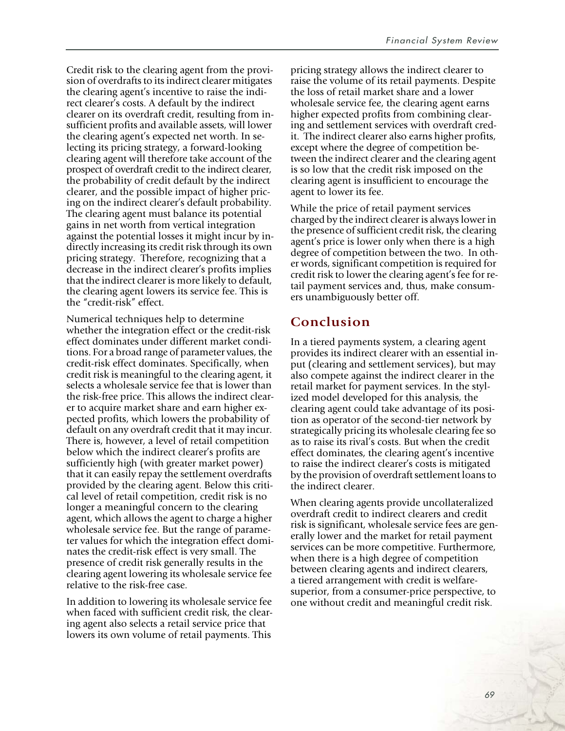Credit risk to the clearing agent from the provision of overdrafts to its indirect clearer mitigates the clearing agent's incentive to raise the indirect clearer's costs. A default by the indirect clearer on its overdraft credit, resulting from insufficient profits and available assets, will lower the clearing agent's expected net worth. In selecting its pricing strategy, a forward-looking clearing agent will therefore take account of the prospect of overdraft credit to the indirect clearer, the probability of credit default by the indirect clearer, and the possible impact of higher pricing on the indirect clearer's default probability. The clearing agent must balance its potential gains in net worth from vertical integration against the potential losses it might incur by indirectly increasing its credit risk through its own pricing strategy. Therefore, recognizing that a decrease in the indirect clearer's profits implies that the indirect clearer is more likely to default, the clearing agent lowers its service fee. This is the "credit-risk" effect.

Numerical techniques help to determine whether the integration effect or the credit-risk effect dominates under different market conditions. For a broad range of parameter values, the credit-risk effect dominates. Specifically, when credit risk is meaningful to the clearing agent, it selects a wholesale service fee that is lower than the risk-free price. This allows the indirect clearer to acquire market share and earn higher expected profits, which lowers the probability of default on any overdraft credit that it may incur. There is, however, a level of retail competition below which the indirect clearer's profits are sufficiently high (with greater market power) that it can easily repay the settlement overdrafts provided by the clearing agent. Below this critical level of retail competition, credit risk is no longer a meaningful concern to the clearing agent, which allows the agent to charge a higher wholesale service fee. But the range of parameter values for which the integration effect dominates the credit-risk effect is very small. The presence of credit risk generally results in the clearing agent lowering its wholesale service fee relative to the risk-free case.

In addition to lowering its wholesale service fee when faced with sufficient credit risk, the clearing agent also selects a retail service price that lowers its own volume of retail payments. This pricing strategy allows the indirect clearer to raise the volume of its retail payments. Despite the loss of retail market share and a lower wholesale service fee, the clearing agent earns higher expected profits from combining clearing and settlement services with overdraft credit. The indirect clearer also earns higher profits, except where the degree of competition between the indirect clearer and the clearing agent is so low that the credit risk imposed on the clearing agent is insufficient to encourage the agent to lower its fee.

While the price of retail payment services charged by the indirect clearer is always lower in the presence of sufficient credit risk, the clearing agent's price is lower only when there is a high degree of competition between the two. In other words, significant competition is required for credit risk to lower the clearing agent's fee for retail payment services and, thus, make consumers unambiguously better off.

## Conclusion

In a tiered payments system, a clearing agent provides its indirect clearer with an essential input (clearing and settlement services), but may also compete against the indirect clearer in the retail market for payment services. In the stylized model developed for this analysis, the clearing agent could take advantage of its position as operator of the second-tier network by strategically pricing its wholesale clearing fee so as to raise its rival's costs. But when the credit effect dominates, the clearing agent's incentive to raise the indirect clearer's costs is mitigated by the provision of overdraft settlement loans to the indirect clearer.

When clearing agents provide uncollateralized overdraft credit to indirect clearers and credit risk is significant, wholesale service fees are generally lower and the market for retail payment services can be more competitive. Furthermore, when there is a high degree of competition between clearing agents and indirect clearers, a tiered arrangement with credit is welfare-superior, from a consumer-price perspective, to one without credit and meaningful credit risk.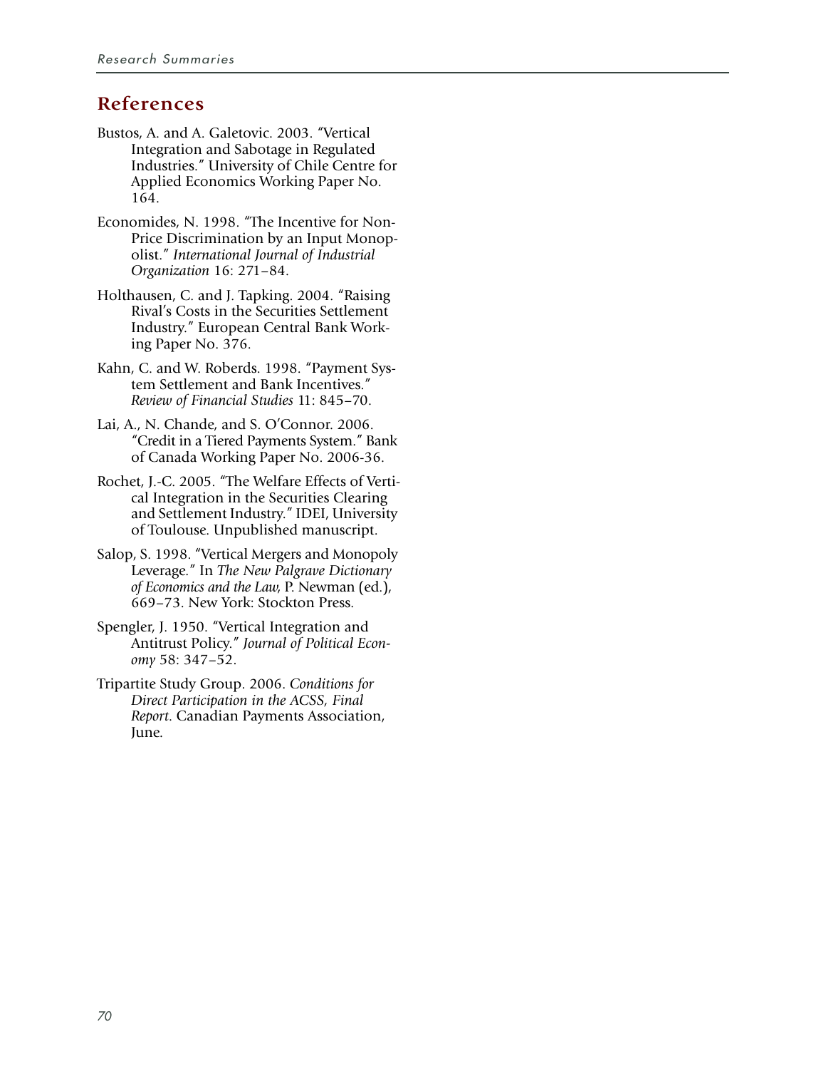## References

Bustos, A. and A. Galetovic. 2003. "Vertical Integration and Sabotage in Regulated Industries." University of Chile Centre for Applied Economics Working Paper No. 164.

Economides, N. 1998. "The Incentive for Non-Price Discrimination by an Input Monopolist." *International Journal of Industrial Organization* 16: 271–84.

Holthausen, C. and J. Tapking. 2004. "Raising Rival's Costs in the Securities Settlement Industry." European Central Bank Working Paper No. 376.

Kahn, C. and W. Roberds. 1998. "Payment System Settlement and Bank Incentives." *Review of Financial Studies* 11: 845–70.

Lai, A., N. Chande, and S. O'Connor. 2006. "Credit in a Tiered Payments System." Bank of Canada Working Paper No. 2006-36.

Rochet, J.-C. 2005. "The Welfare Effects of Vertical Integration in the Securities Clearing and Settlement Industry." IDEI, University of Toulouse. Unpublished manuscript.

Salop, S. 1998. "Vertical Mergers and Monopoly Leverage." In *The New Palgrave Dictionary of Economics and the Law*, P. Newman (ed.), 669–73. New York: Stockton Press.

Spengler, J. 1950. "Vertical Integration and Antitrust Policy." *Journal of Political Economy* 58: 347–52.

Tripartite Study Group. 2006. *Conditions for Direct Participation in the ACSS, Final Report*. Canadian Payments Association, June.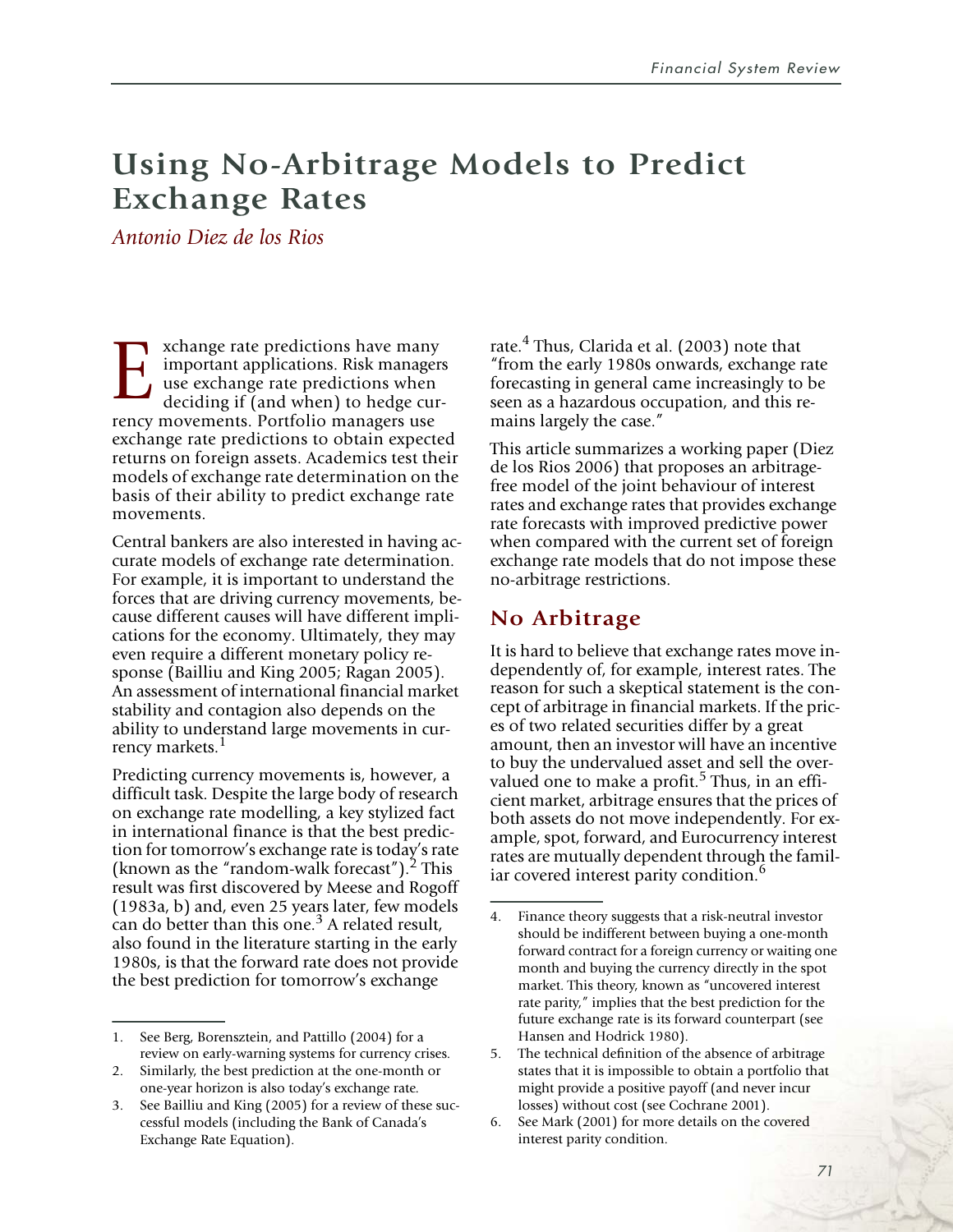# Using No-Arbitrage Models to Predict Exchange Rates

*Antonio Diez de los Rios*

Exchange rate predictions have many important applications. Risk managers use exchange rate predictions when deciding if (and when) to hedge currency movements. Portfolio managers use exchange rate predictions to obtain expected returns on foreign assets. Academics test their models of exchange rate determination on the basis of their ability to predict exchange rate movements.

Central bankers are also interested in having accurate models of exchange rate determination. For example, it is important to understand the forces that are driving currency movements, because different causes will have different implications for the economy. Ultimately, they may even require a different monetary policy response (Bailliu and King 2005; Ragan 2005). An assessment of international financial market stability and contagion also depends on the ability to understand large movements in currency markets.[1]

Predicting currency movements is, however, a difficult task. Despite the large body of research on exchange rate modelling, a key stylized fact in international finance is that the best prediction for tomorrow's exchange rate is today's rate (known as the "random-walk forecast").[2] This result was first discovered by Meese and Rogoff (1983a, b) and, even 25 years later, few models can do better than this one.[3] A related result, also found in the literature starting in the early 1980s, is that the forward rate does not provide the best prediction for tomorrow's exchange rate.[4] Thus, Clarida et al. (2003) note that "from the early 1980s onwards, exchange rate forecasting in general came increasingly to be seen as a hazardous occupation, and this remains largely the case."

This article summarizes a working paper (Diez de los Rios 2006) that proposes an arbitrage-free model of the joint behaviour of interest rates and exchange rates that provides exchange rate forecasts with improved predictive power when compared with the current set of foreign exchange rate models that do not impose these no-arbitrage restrictions.

## No Arbitrage

It is hard to believe that exchange rates move independently of, for example, interest rates. The reason for such a skeptical statement is the concept of arbitrage in financial markets. If the prices of two related securities differ by a great amount, then an investor will have an incentive to buy the undervalued asset and sell the overvalued one to make a profit.[5] Thus, in an efficient market, arbitrage ensures that the prices of both assets do not move independently. For example, spot, forward, and Eurocurrency interest rates are mutually dependent through the familiar covered interest parity condition.[6]

1. See Berg, Borensztein, and Pattillo (2004) for a review on early-warning systems for currency crises.
2. Similarly, the best prediction at the one-month or one-year horizon is also today's exchange rate.
3. See Bailliu and King (2005) for a review of these successful models (including the Bank of Canada's Exchange Rate Equation).
4. Finance theory suggests that a risk-neutral investor should be indifferent between buying a one-month forward contract for a foreign currency or waiting one month and buying the currency directly in the spot market. This theory, known as "uncovered interest rate parity," implies that the best prediction for the future exchange rate is its forward counterpart (see Hansen and Hodrick 1980).
5. The technical definition of the absence of arbitrage states that it is impossible to obtain a portfolio that might provide a positive payoff (and never incur losses) without cost (see Cochrane 2001).
6. See Mark (2001) for more details on the covered interest parity condition.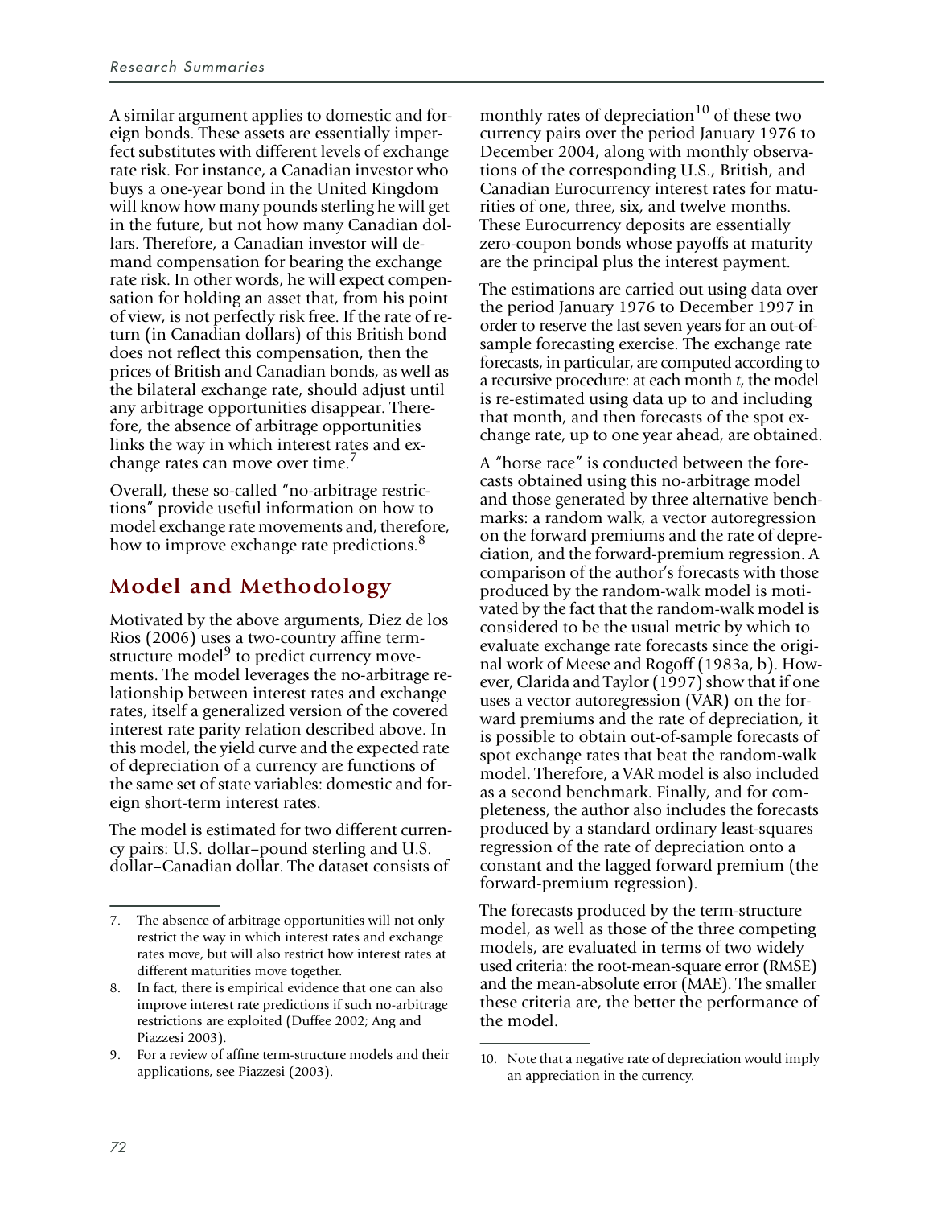A similar argument applies to domestic and foreign bonds. These assets are essentially imperfect substitutes with different levels of exchange rate risk. For instance, a Canadian investor who buys a one-year bond in the United Kingdom will know how many pounds sterling he will get in the future, but not how many Canadian dollars. Therefore, a Canadian investor will demand compensation for bearing the exchange rate risk. In other words, he will expect compensation for holding an asset that, from his point of view, is not perfectly risk free. If the rate of return (in Canadian dollars) of this British bond does not reflect this compensation, then the prices of British and Canadian bonds, as well as the bilateral exchange rate, should adjust until any arbitrage opportunities disappear. Therefore, the absence of arbitrage opportunities links the way in which interest rates and exchange rates can move over time.[7]

Overall, these so-called "no-arbitrage restrictions" provide useful information on how to model exchange rate movements and, therefore, how to improve exchange rate predictions.[8]

## Model and Methodology

Motivated by the above arguments, Diez de los Rios (2006) uses a two-country affine term-structure model[9] to predict currency movements. The model leverages the no-arbitrage relationship between interest rates and exchange rates, itself a generalized version of the covered interest rate parity relation described above. In this model, the yield curve and the expected rate of depreciation of a currency are functions of the same set of state variables: domestic and foreign short-term interest rates.

The model is estimated for two different currency pairs: U.S. dollar–pound sterling and U.S. dollar–Canadian dollar. The dataset consists of monthly rates of depreciation[10] of these two currency pairs over the period January 1976 to December 2004, along with monthly observations of the corresponding U.S., British, and Canadian Eurocurrency interest rates for maturities of one, three, six, and twelve months. These Eurocurrency deposits are essentially zero-coupon bonds whose payoffs at maturity are the principal plus the interest payment.

The estimations are carried out using data over the period January 1976 to December 1997 in order to reserve the last seven years for an out-of-sample forecasting exercise. The exchange rate forecasts, in particular, are computed according to a recursive procedure: at each month *t*, the model is re-estimated using data up to and including that month, and then forecasts of the spot exchange rate, up to one year ahead, are obtained.

A "horse race" is conducted between the forecasts obtained using this no-arbitrage model and those generated by three alternative benchmarks: a random walk, a vector autoregression on the forward premiums and the rate of depreciation, and the forward-premium regression. A comparison of the author's forecasts with those produced by the random-walk model is motivated by the fact that the random-walk model is considered to be the usual metric by which to evaluate exchange rate forecasts since the original work of Meese and Rogoff (1983a, b). However, Clarida and Taylor (1997) show that if one uses a vector autoregression (VAR) on the forward premiums and the rate of depreciation, it is possible to obtain out-of-sample forecasts of spot exchange rates that beat the random-walk model. Therefore, a VAR model is also included as a second benchmark. Finally, and for completeness, the author also includes the forecasts produced by a standard ordinary least-squares regression of the rate of depreciation onto a constant and the lagged forward premium (the forward-premium regression).

The forecasts produced by the term-structure model, as well as those of the three competing models, are evaluated in terms of two widely used criteria: the root-mean-square error (RMSE) and the mean-absolute error (MAE). The smaller these criteria are, the better the performance of the model.

---

7. The absence of arbitrage opportunities will not only restrict the way in which interest rates and exchange rates move, but will also restrict how interest rates at different maturities move together.

8. In fact, there is empirical evidence that one can also improve interest rate predictions if such no-arbitrage restrictions are exploited (Duffee 2002; Ang and Piazzesi 2003).

9. For a review of affine term-structure models and their applications, see Piazzesi (2003).

10. Note that a negative rate of depreciation would imply an appreciation in the currency.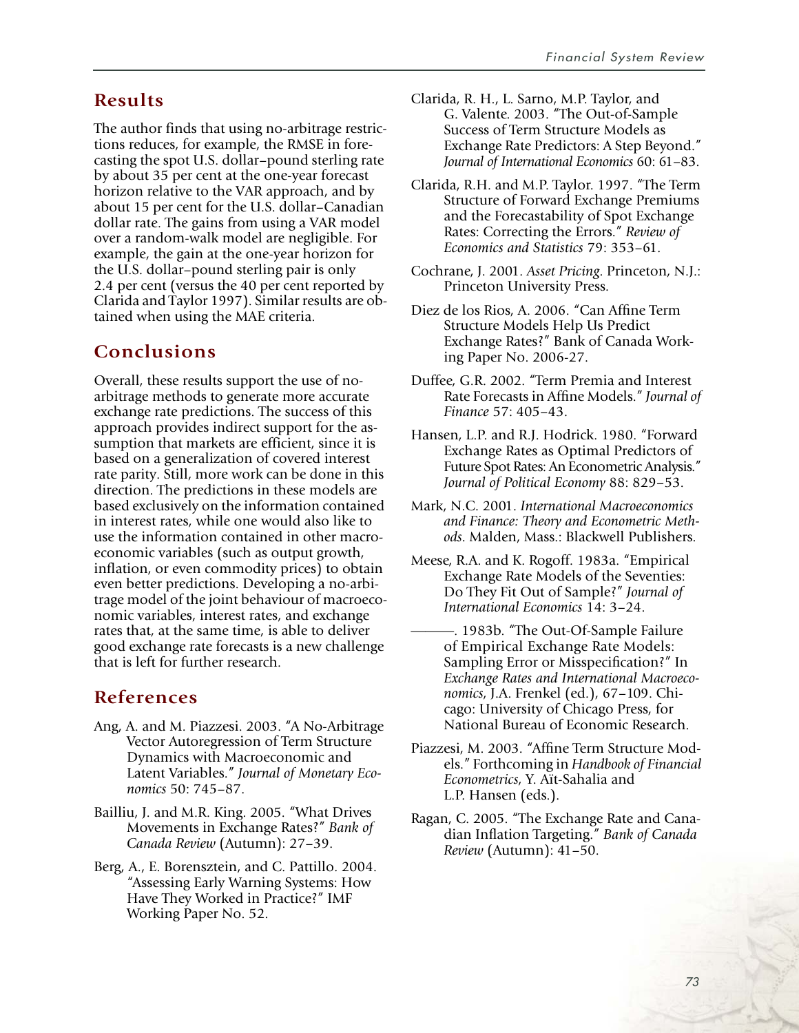## Results

The author finds that using no-arbitrage restrictions reduces, for example, the RMSE in forecasting the spot U.S. dollar–pound sterling rate by about 35 per cent at the one-year forecast horizon relative to the VAR approach, and by about 15 per cent for the U.S. dollar–Canadian dollar rate. The gains from using a VAR model over a random-walk model are negligible. For example, the gain at the one-year horizon for the U.S. dollar–pound sterling pair is only 2.4 per cent (versus the 40 per cent reported by Clarida and Taylor 1997). Similar results are obtained when using the MAE criteria.

## Conclusions

Overall, these results support the use of no-arbitrage methods to generate more accurate exchange rate predictions. The success of this approach provides indirect support for the assumption that markets are efficient, since it is based on a generalization of covered interest rate parity. Still, more work can be done in this direction. The predictions in these models are based exclusively on the information contained in interest rates, while one would also like to use the information contained in other macroeconomic variables (such as output growth, inflation, or even commodity prices) to obtain even better predictions. Developing a no-arbitrage model of the joint behaviour of macroeconomic variables, interest rates, and exchange rates that, at the same time, is able to deliver good exchange rate forecasts is a new challenge that is left for further research.

## References

Ang, A. and M. Piazzesi. 2003. "A No-Arbitrage Vector Autoregression of Term Structure Dynamics with Macroeconomic and Latent Variables." *Journal of Monetary Economics* 50: 745–87.

Bailliu, J. and M.R. King. 2005. "What Drives Movements in Exchange Rates?" *Bank of Canada Review* (Autumn): 27–39.

Berg, A., E. Borensztein, and C. Pattillo. 2004. "Assessing Early Warning Systems: How Have They Worked in Practice?" IMF Working Paper No. 52.

Clarida, R. H., L. Sarno, M.P. Taylor, and G. Valente. 2003. "The Out-of-Sample Success of Term Structure Models as Exchange Rate Predictors: A Step Beyond." *Journal of International Economics* 60: 61–83.

Clarida, R.H. and M.P. Taylor. 1997. "The Term Structure of Forward Exchange Premiums and the Forecastability of Spot Exchange Rates: Correcting the Errors." *Review of Economics and Statistics* 79: 353–61.

Cochrane, J. 2001. *Asset Pricing*. Princeton, N.J.: Princeton University Press.

Diez de los Rios, A. 2006. "Can Affine Term Structure Models Help Us Predict Exchange Rates?" Bank of Canada Working Paper No. 2006-27.

Duffee, G.R. 2002. "Term Premia and Interest Rate Forecasts in Affine Models." *Journal of Finance* 57: 405–43.

Hansen, L.P. and R.J. Hodrick. 1980. "Forward Exchange Rates as Optimal Predictors of Future Spot Rates: An Econometric Analysis." *Journal of Political Economy* 88: 829–53.

Mark, N.C. 2001. *International Macroeconomics and Finance: Theory and Econometric Methods*. Malden, Mass.: Blackwell Publishers.

Meese, R.A. and K. Rogoff. 1983a. "Empirical Exchange Rate Models of the Seventies: Do They Fit Out of Sample?" *Journal of International Economics* 14: 3–24.

———. 1983b. "The Out-Of-Sample Failure of Empirical Exchange Rate Models: Sampling Error or Misspecification?" In *Exchange Rates and International Macroeconomics*, J.A. Frenkel (ed.), 67–109. Chicago: University of Chicago Press, for National Bureau of Economic Research.

Piazzesi, M. 2003. "Affine Term Structure Models." Forthcoming in *Handbook of Financial Econometrics*, Y. Aït-Sahalia and L.P. Hansen (eds.).

Ragan, C. 2005. "The Exchange Rate and Canadian Inflation Targeting." *Bank of Canada Review* (Autumn): 41–50.